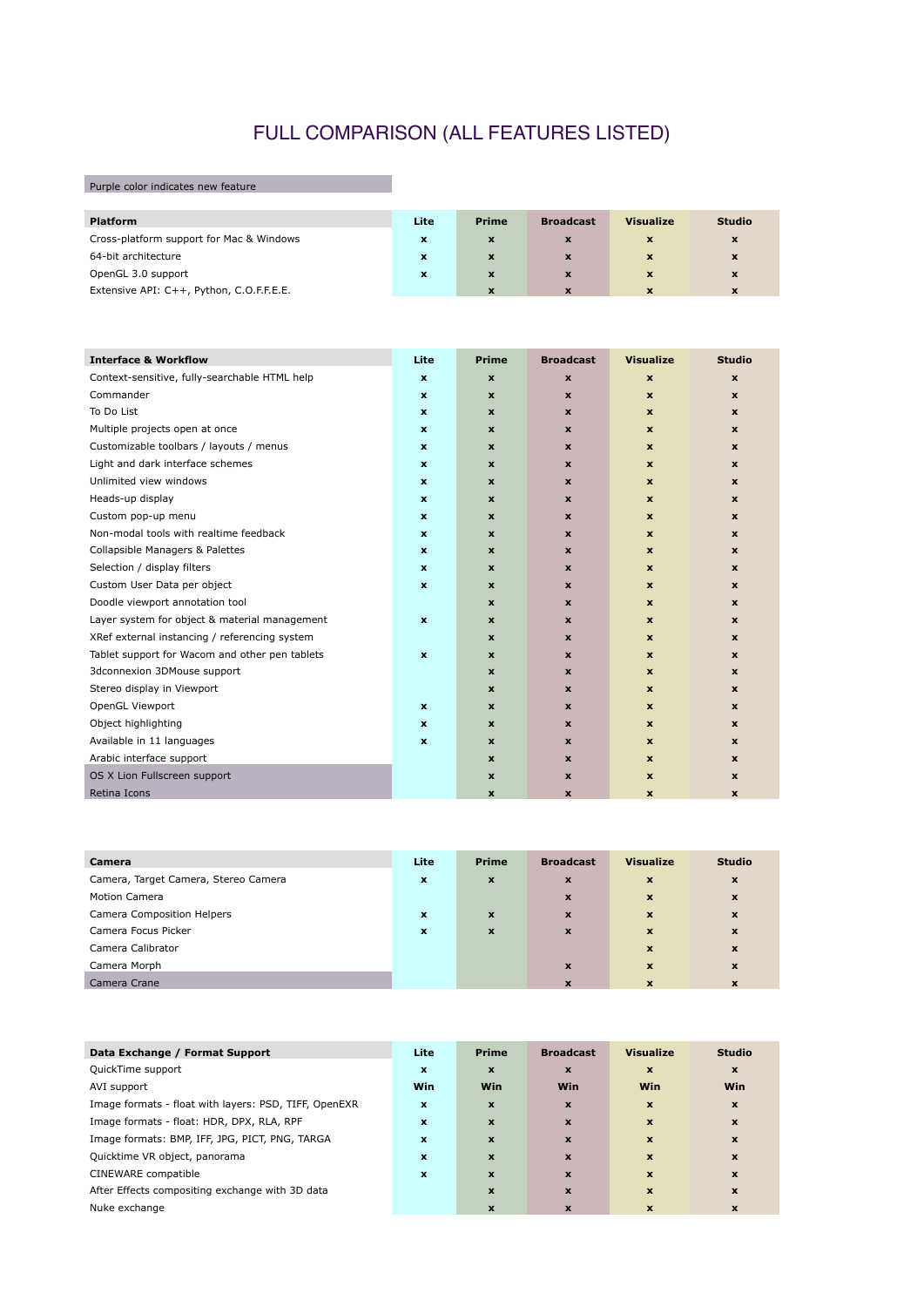# FULL COMPARISON (ALL FEATURES LISTED)

Purple color indicates new feature

| Platform | Lite | Prime | Broadcast | Visualize | Studio |
|---|---|---|---|---|---|
| Cross-platform support for Mac & Windows | x | x | x | x | x |
| 64-bit architecture | x | x | x | x | x |
| OpenGL 3.0 support | x | x | x | x | x |
| Extensive API: C++, Python, C.O.F.F.E.E. | | x | x | x | x |

| Interface & Workflow | Lite | Prime | Broadcast | Visualize | Studio |
|---|---|---|---|---|---|
| Context-sensitive, fully-searchable HTML help | x | x | x | x | x |
| Commander | x | x | x | x | x |
| To Do List | x | x | x | x | x |
| Multiple projects open at once | x | x | x | x | x |
| Customizable toolbars / layouts / menus | x | x | x | x | x |
| Light and dark interface schemes | x | x | x | x | x |
| Unlimited view windows | x | x | x | x | x |
| Heads-up display | x | x | x | x | x |
| Custom pop-up menu | x | x | x | x | x |
| Non-modal tools with realtime feedback | x | x | x | x | x |
| Collapsible Managers & Palettes | x | x | x | x | x |
| Selection / display filters | x | x | x | x | x |
| Custom User Data per object | x | x | x | x | x |
| Doodle viewport annotation tool | | x | x | x | x |
| Layer system for object & material management | x | x | x | x | x |
| XRef external instancing / referencing system | | x | x | x | x |
| Tablet support for Wacom and other pen tablets | x | x | x | x | x |
| 3dconnexion 3DMouse support | | x | x | x | x |
| Stereo display in Viewport | | x | x | x | x |
| OpenGL Viewport | x | x | x | x | x |
| Object highlighting | x | x | x | x | x |
| Available in 11 languages | x | x | x | x | x |
| Arabic interface support | | x | x | x | x |
| OS X Lion Fullscreen support | | x | x | x | x |
| Retina Icons | | x | x | x | x |

| Camera | Lite | Prime | Broadcast | Visualize | Studio |
|---|---|---|---|---|---|
| Camera, Target Camera, Stereo Camera | x | x | x | x | x |
| Motion Camera | | | x | x | x |
| Camera Composition Helpers | x | x | x | x | x |
| Camera Focus Picker | x | x | x | x | x |
| Camera Calibrator | | | | x | x |
| Camera Morph | | | x | x | x |
| Camera Crane | | | x | x | x |

| Data Exchange / Format Support | Lite | Prime | Broadcast | Visualize | Studio |
|---|---|---|---|---|---|
| QuickTime support | x | x | x | x | x |
| AVI support | Win | Win | Win | Win | Win |
| Image formats - float with layers: PSD, TIFF, OpenEXR | x | x | x | x | x |
| Image formats - float: HDR, DPX, RLA, RPF | x | x | x | x | x |
| Image formats: BMP, IFF, JPG, PICT, PNG, TARGA | x | x | x | x | x |
| Quicktime VR object, panorama | x | x | x | x | x |
| CINEWARE compatible | x | x | x | x | x |
| After Effects compositing exchange with 3D data | | x | x | x | x |
| Nuke exchange | | x | x | x | x |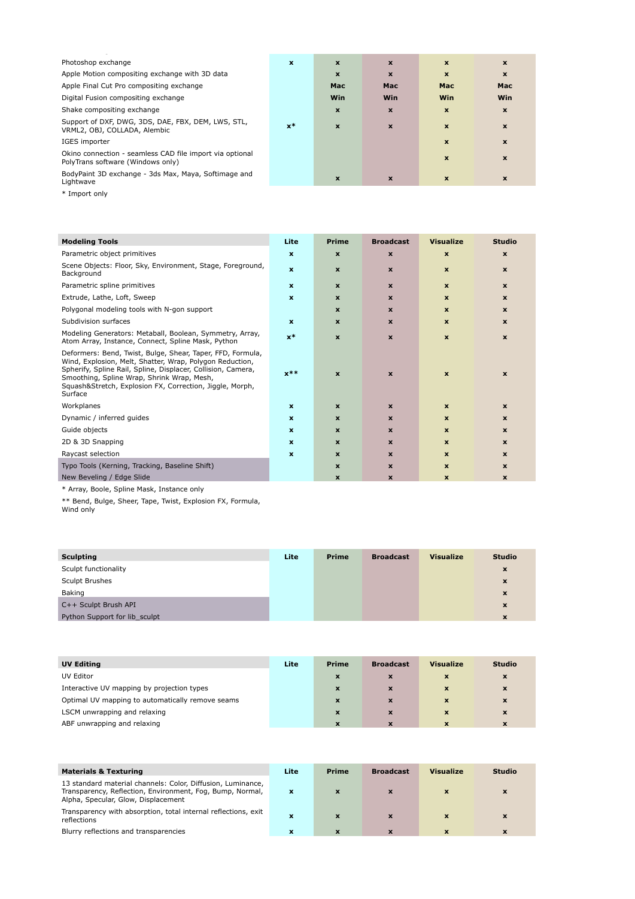| | Lite | Prime | Broadcast | Visualize | Studio |
|---|---|---|---|---|---|
| Photoshop exchange | x | x | x | x | x |
| Apple Motion compositing exchange with 3D data | | x | x | x | x |
| Apple Final Cut Pro compositing exchange | | Mac | Mac | Mac | Mac |
| Digital Fusion compositing exchange | | Win | Win | Win | Win |
| Shake compositing exchange | | x | x | x | x |
| Support of DXF, DWG, 3DS, DAE, FBX, DEM, LWS, STL, VRML2, OBJ, COLLADA, Alembic | x* | x | x | x | x |
| IGES importer | | | | x | x |
| Okino connection - seamless CAD file import via optional PolyTrans software (Windows only) | | | | x | x |
| BodyPaint 3D exchange - 3ds Max, Maya, Softimage and Lightwave | | x | x | x | x |

* Import only

| Modeling Tools | Lite | Prime | Broadcast | Visualize | Studio |
|---|---|---|---|---|---|
| Parametric object primitives | x | x | x | x | x |
| Scene Objects: Floor, Sky, Environment, Stage, Foreground, Background | x | x | x | x | x |
| Parametric spline primitives | x | x | x | x | x |
| Extrude, Lathe, Loft, Sweep | x | x | x | x | x |
| Polygonal modeling tools with N-gon support | | x | x | x | x |
| Subdivision surfaces | x | x | x | x | x |
| Modeling Generators: Metaball, Boolean, Symmetry, Array, Atom Array, Instance, Connect, Spline Mask, Python | x* | x | x | x | x |
| Deformers: Bend, Twist, Bulge, Shear, Taper, FFD, Formula, Wind, Explosion, Melt, Shatter, Wrap, Polygon Reduction, Spherify, Spline Rail, Spline, Displacer, Collision, Camera, Smoothing, Spline Wrap, Shrink Wrap, Mesh, Squash&Stretch, Explosion FX, Correction, Jiggle, Morph, Surface | x** | x | x | x | x |
| Workplanes | x | x | x | x | x |
| Dynamic / inferred guides | x | x | x | x | x |
| Guide objects | x | x | x | x | x |
| 2D & 3D Snapping | x | x | x | x | x |
| Raycast selection | x | x | x | x | x |
| Typo Tools (Kerning, Tracking, Baseline Shift) | | x | x | x | x |
| New Beveling / Edge Slide | | x | x | x | x |

* Array, Boole, Spline Mask, Instance only

** Bend, Bulge, Sheer, Tape, Twist, Explosion FX, Formula, Wind only

| Sculpting | Lite | Prime | Broadcast | Visualize | Studio |
|---|---|---|---|---|---|
| Sculpt functionality | | | | | x |
| Sculpt Brushes | | | | | x |
| Baking | | | | | x |
| C++ Sculpt Brush API | | | | | x |
| Python Support for lib_sculpt | | | | | x |

| UV Editing | Lite | Prime | Broadcast | Visualize | Studio |
|---|---|---|---|---|---|
| UV Editor | | x | x | x | x |
| Interactive UV mapping by projection types | | x | x | x | x |
| Optimal UV mapping to automatically remove seams | | x | x | x | x |
| LSCM unwrapping and relaxing | | x | x | x | x |
| ABF unwrapping and relaxing | | x | x | x | x |

| Materials & Texturing | Lite | Prime | Broadcast | Visualize | Studio |
|---|---|---|---|---|---|
| 13 standard material channels: Color, Diffusion, Luminance, Transparency, Reflection, Environment, Fog, Bump, Normal, Alpha, Specular, Glow, Displacement | x | x | x | x | x |
| Transparency with absorption, total internal reflections, exit reflections | x | x | x | x | x |
| Blurry reflections and transparencies | x | x | x | x | x |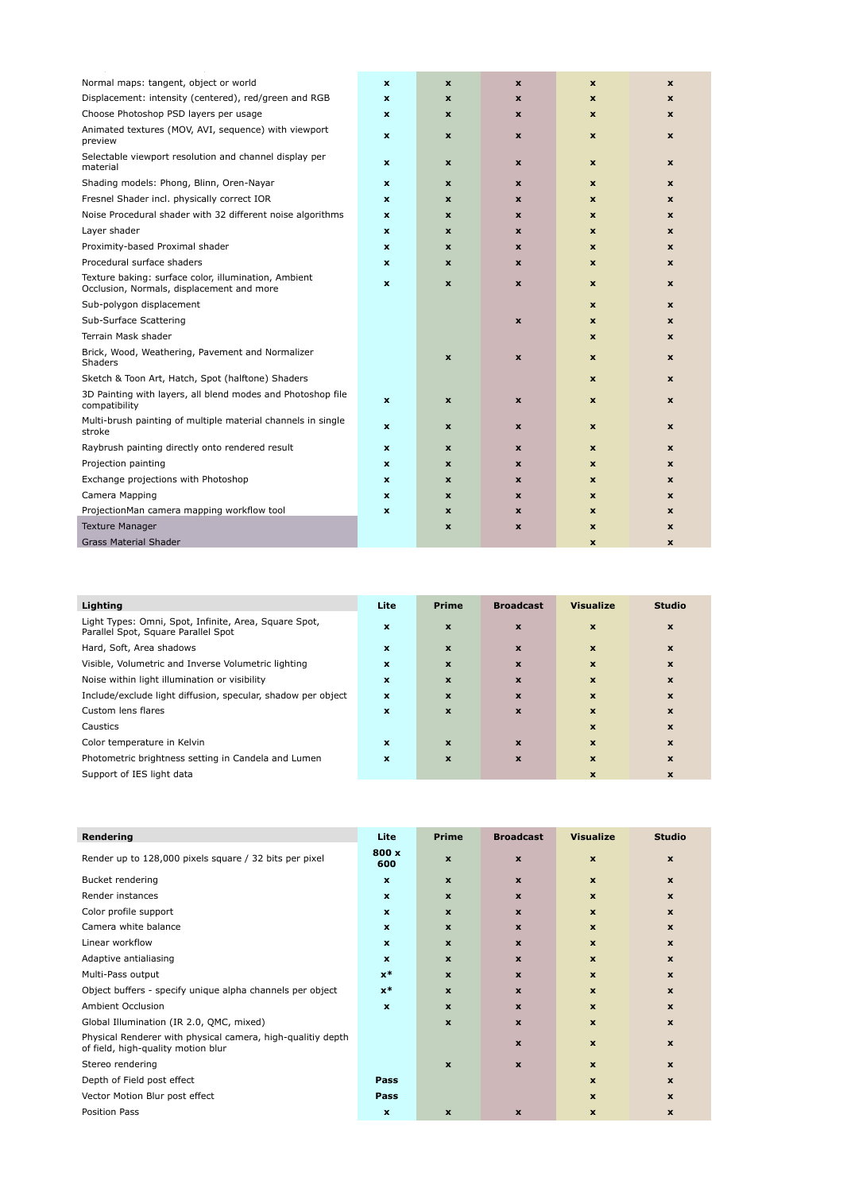| | | | | | |
|---|---|---|---|---|---|
| Normal maps: tangent, object or world | x | x | x | x | x |
| Displacement: intensity (centered), red/green and RGB | x | x | x | x | x |
| Choose Photoshop PSD layers per usage | x | x | x | x | x |
| Animated textures (MOV, AVI, sequence) with viewport preview | x | x | x | x | x |
| Selectable viewport resolution and channel display per material | x | x | x | x | x |
| Shading models: Phong, Blinn, Oren-Nayar | x | x | x | x | x |
| Fresnel Shader incl. physically correct IOR | x | x | x | x | x |
| Noise Procedural shader with 32 different noise algorithms | x | x | x | x | x |
| Layer shader | x | x | x | x | x |
| Proximity-based Proximal shader | x | x | x | x | x |
| Procedural surface shaders | x | x | x | x | x |
| Texture baking: surface color, illumination, Ambient Occlusion, Normals, displacement and more | x | x | x | x | x |
| Sub-polygon displacement | | | | x | x |
| Sub-Surface Scattering | | | x | x | x |
| Terrain Mask shader | | | | x | x |
| Brick, Wood, Weathering, Pavement and Normalizer Shaders | | x | x | x | x |
| Sketch & Toon Art, Hatch, Spot (halftone) Shaders | | | | x | x |
| 3D Painting with layers, all blend modes and Photoshop file compatibility | x | x | x | x | x |
| Multi-brush painting of multiple material channels in single stroke | x | x | x | x | x |
| Raybrush painting directly onto rendered result | x | x | x | x | x |
| Projection painting | x | x | x | x | x |
| Exchange projections with Photoshop | x | x | x | x | x |
| Camera Mapping | x | x | x | x | x |
| ProjectionMan camera mapping workflow tool | x | x | x | x | x |
| Texture Manager | | x | x | x | x |
| Grass Material Shader | | | | x | x |

| Lighting | Lite | Prime | Broadcast | Visualize | Studio |
|---|---|---|---|---|---|
| Light Types: Omni, Spot, Infinite, Area, Square Spot, Parallel Spot, Square Parallel Spot | x | x | x | x | x |
| Hard, Soft, Area shadows | x | x | x | x | x |
| Visible, Volumetric and Inverse Volumetric lighting | x | x | x | x | x |
| Noise within light illumination or visibility | x | x | x | x | x |
| Include/exclude light diffusion, specular, shadow per object | x | x | x | x | x |
| Custom lens flares | x | x | x | x | x |
| Caustics | | | | x | x |
| Color temperature in Kelvin | x | x | x | x | x |
| Photometric brightness setting in Candela and Lumen | x | x | x | x | x |
| Support of IES light data | | | | x | x |

| Rendering | Lite | Prime | Broadcast | Visualize | Studio |
|---|---|---|---|---|---|
| Render up to 128,000 pixels square / 32 bits per pixel | 800 x 600 | x | x | x | x |
| Bucket rendering | x | x | x | x | x |
| Render instances | x | x | x | x | x |
| Color profile support | x | x | x | x | x |
| Camera white balance | x | x | x | x | x |
| Linear workflow | x | x | x | x | x |
| Adaptive antialiasing | x | x | x | x | x |
| Multi-Pass output | x* | x | x | x | x |
| Object buffers - specify unique alpha channels per object | x* | x | x | x | x |
| Ambient Occlusion | x | x | x | x | x |
| Global Illumination (IR 2.0, QMC, mixed) | | x | x | x | x |
| Physical Renderer with physical camera, high-qualitiy depth of field, high-quality motion blur | | | x | x | x |
| Stereo rendering | | x | x | x | x |
| Depth of Field post effect | Pass | | | x | x |
| Vector Motion Blur post effect | Pass | | | x | x |
| Position Pass | x | x | x | x | x |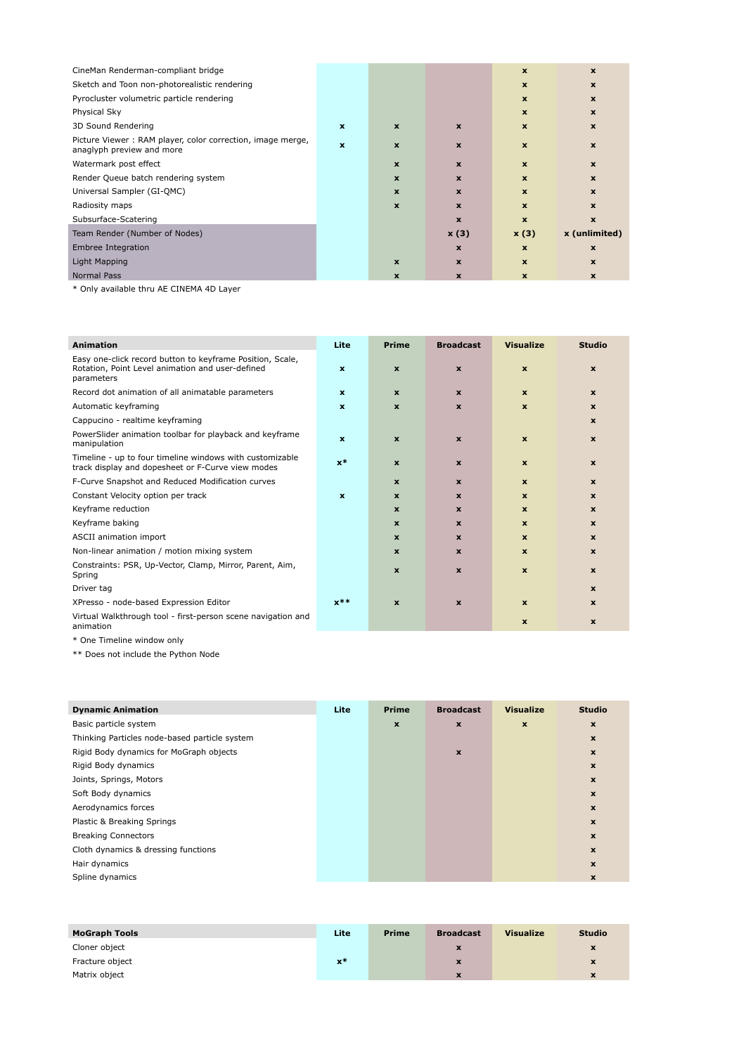| | Lite | Prime | Broadcast | Visualize | Studio |
|---|---|---|---|---|---|
| CineMan Renderman-compliant bridge | | | | x | x |
| Sketch and Toon non-photorealistic rendering | | | | x | x |
| Pyrocluster volumetric particle rendering | | | | x | x |
| Physical Sky | | | | x | x |
| 3D Sound Rendering | x | x | x | x | x |
| Picture Viewer : RAM player, color correction, image merge, anaglyph preview and more | x | x | x | x | x |
| Watermark post effect | | x | x | x | x |
| Render Queue batch rendering system | | x | x | x | x |
| Universal Sampler (GI-QMC) | | x | x | x | x |
| Radiosity maps | | x | x | x | x |
| Subsurface-Scatering | | | x | x | x |
| Team Render (Number of Nodes) | | | x (3) | x (3) | x (unlimited) |
| Embree Integration | | | x | x | x |
| Light Mapping | | x | x | x | x |
| Normal Pass | | x | x | x | x |

* Only available thru AE CINEMA 4D Layer

| Animation | Lite | Prime | Broadcast | Visualize | Studio |
|---|---|---|---|---|---|
| Easy one-click record button to keyframe Position, Scale, Rotation, Point Level animation and user-defined parameters | x | x | x | x | x |
| Record dot animation of all animatable parameters | x | x | x | x | x |
| Automatic keyframing | x | x | x | x | x |
| Cappucino - realtime keyframing | | | | | x |
| PowerSlider animation toolbar for playback and keyframe manipulation | x | x | x | x | x |
| Timeline - up to four timeline windows with customizable track display and dopesheet or F-Curve view modes | x* | x | x | x | x |
| F-Curve Snapshot and Reduced Modification curves | | x | x | x | x |
| Constant Velocity option per track | x | x | x | x | x |
| Keyframe reduction | | x | x | x | x |
| Keyframe baking | | x | x | x | x |
| ASCII animation import | | x | x | x | x |
| Non-linear animation / motion mixing system | | x | x | x | x |
| Constraints: PSR, Up-Vector, Clamp, Mirror, Parent, Aim, Spring | | x | x | x | x |
| Driver tag | | | | | x |
| XPresso - node-based Expression Editor | x** | x | x | x | x |
| Virtual Walkthrough tool - first-person scene navigation and animation | | | | x | x |

* One Timeline window only

** Does not include the Python Node

| Dynamic Animation | Lite | Prime | Broadcast | Visualize | Studio |
|---|---|---|---|---|---|
| Basic particle system | | x | x | x | x |
| Thinking Particles node-based particle system | | | | | x |
| Rigid Body dynamics for MoGraph objects | | | x | | x |
| Rigid Body dynamics | | | | | x |
| Joints, Springs, Motors | | | | | x |
| Soft Body dynamics | | | | | x |
| Aerodynamics forces | | | | | x |
| Plastic & Breaking Springs | | | | | x |
| Breaking Connectors | | | | | x |
| Cloth dynamics & dressing functions | | | | | x |
| Hair dynamics | | | | | x |
| Spline dynamics | | | | | x |

| MoGraph Tools | Lite | Prime | Broadcast | Visualize | Studio |
|---|---|---|---|---|---|
| Cloner object | | | x | | x |
| Fracture object | x* | | x | | x |
| Matrix object | | | x | | x |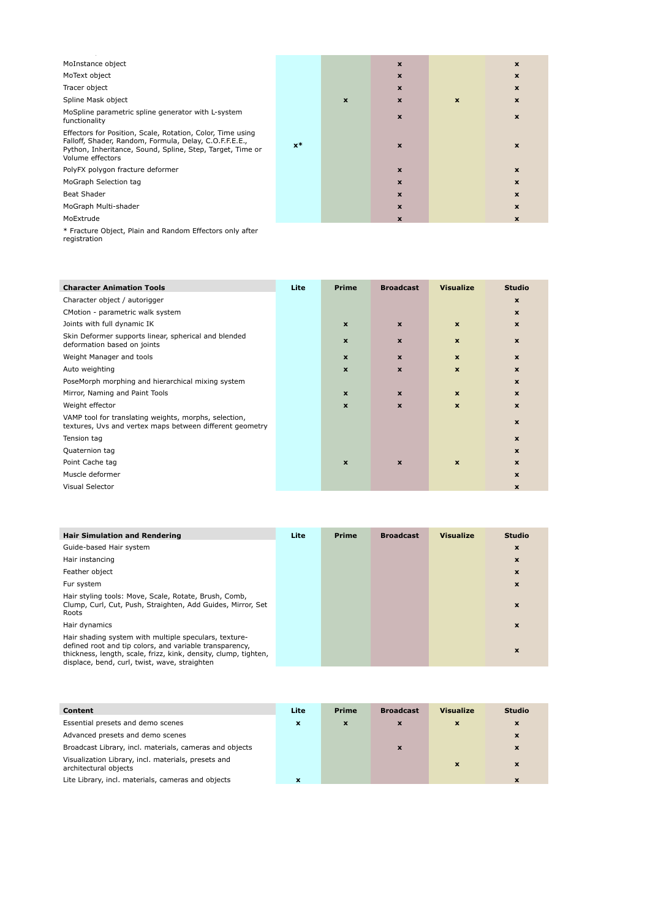| | Lite | Prime | Broadcast | Visualize | Studio |
|---|---|---|---|---|---|
| MoInstance object | | | x | | x |
| MoText object | | | x | | x |
| Tracer object | | | x | | x |
| Spline Mask object | | x | x | x | x |
| MoSpline parametric spline generator with L-system functionality | | | x | | x |
| Effectors for Position, Scale, Rotation, Color, Time using Falloff, Shader, Random, Formula, Delay, C.O.F.F.E.E., Python, Inheritance, Sound, Spline, Step, Target, Time or Volume effectors | x* | | x | | x |
| PolyFX polygon fracture deformer | | | x | | x |
| MoGraph Selection tag | | | x | | x |
| Beat Shader | | | x | | x |
| MoGraph Multi-shader | | | x | | x |
| MoExtrude | | | x | | x |

* Fracture Object, Plain and Random Effectors only after registration

| Character Animation Tools | Lite | Prime | Broadcast | Visualize | Studio |
|---|---|---|---|---|---|
| Character object / autorigger | | | | | x |
| CMotion - parametric walk system | | | | | x |
| Joints with full dynamic IK | | x | x | x | x |
| Skin Deformer supports linear, spherical and blended deformation based on joints | | x | x | x | x |
| Weight Manager and tools | | x | x | x | x |
| Auto weighting | | x | x | x | x |
| PoseMorph morphing and hierarchical mixing system | | | | | x |
| Mirror, Naming and Paint Tools | | x | x | x | x |
| Weight effector | | x | x | x | x |
| VAMP tool for translating weights, morphs, selection, textures, Uvs and vertex maps between different geometry | | | | | x |
| Tension tag | | | | | x |
| Quaternion tag | | | | | x |
| Point Cache tag | | x | x | x | x |
| Muscle deformer | | | | | x |
| Visual Selector | | | | | x |

| Hair Simulation and Rendering | Lite | Prime | Broadcast | Visualize | Studio |
|---|---|---|---|---|---|
| Guide-based Hair system | | | | | x |
| Hair instancing | | | | | x |
| Feather object | | | | | x |
| Fur system | | | | | x |
| Hair styling tools: Move, Scale, Rotate, Brush, Comb, Clump, Curl, Cut, Push, Straighten, Add Guides, Mirror, Set Roots | | | | | x |
| Hair dynamics | | | | | x |
| Hair shading system with multiple speculars, texture-defined root and tip colors, and variable transparency, thickness, length, scale, frizz, kink, density, clump, tighten, displace, bend, curl, twist, wave, straighten | | | | | x |

| Content | Lite | Prime | Broadcast | Visualize | Studio |
|---|---|---|---|---|---|
| Essential presets and demo scenes | x | x | x | x | x |
| Advanced presets and demo scenes | | | | | x |
| Broadcast Library, incl. materials, cameras and objects | | | x | | x |
| Visualization Library, incl. materials, presets and architectural objects | | | | x | x |
| Lite Library, incl. materials, cameras and objects | x | | | | x |